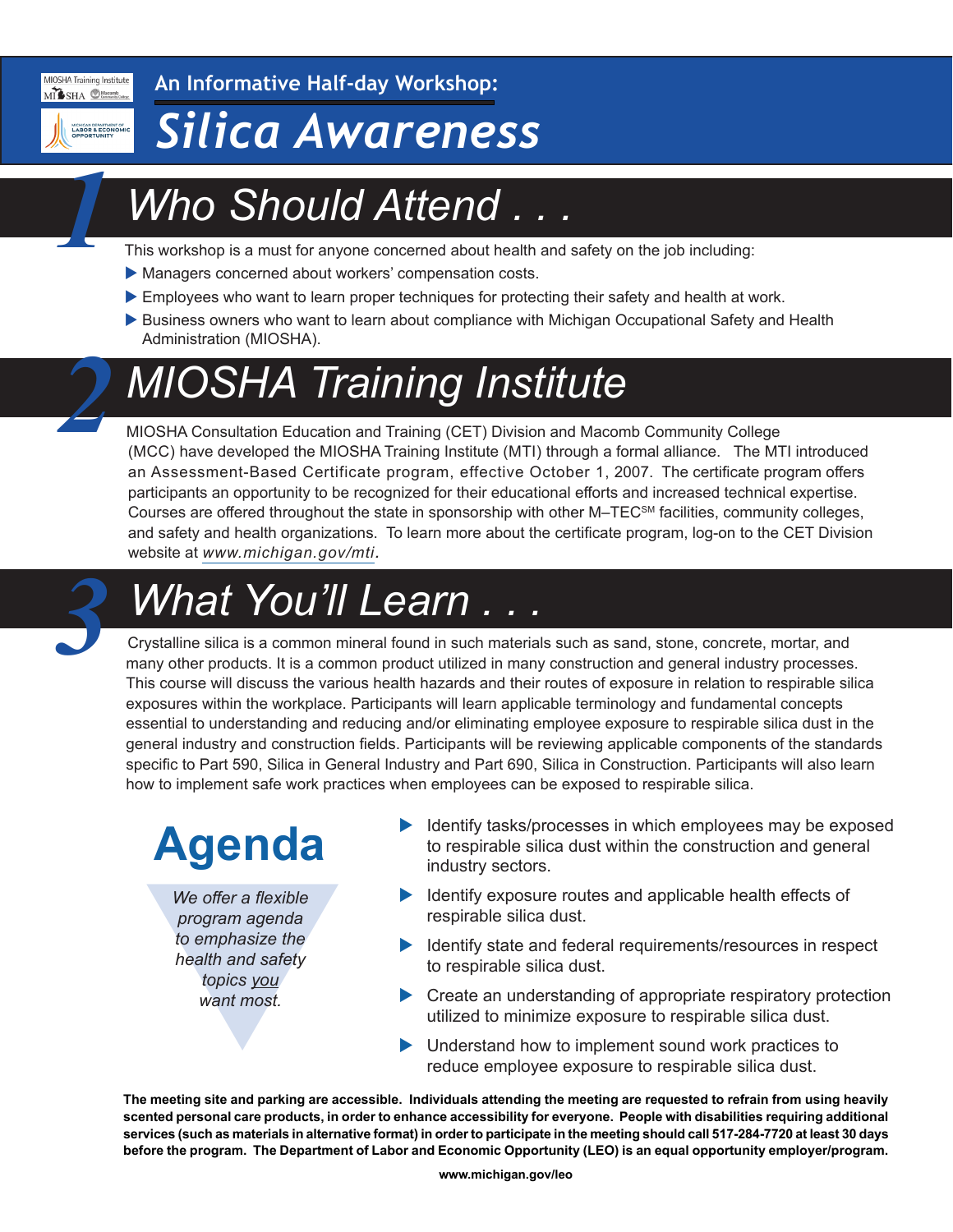An Informative Half-day Workshop:

# Silica Awareness

## 1 Who Should Attend . . .

This workshop is a must for anyone concerned about health and safety on the job including:

- Managers concerned about workers' compensation costs.
- Employees who want to learn proper techniques for protecting their safety and health at work.
- Business owners who want to learn about compliance with Michigan Occupational Safety and Health Administration (MIOSHA).

## 2 MIOSHA Training Institute

MIOSHA Consultation Education and Training (CET) Division and Macomb Community College (MCC) have developed the MIOSHA Training Institute (MTI) through a formal alliance. The MTI introduced an Assessment-Based Certificate program, effective October 1, 2007. The certificate program offers participants an opportunity to be recognized for their educational efforts and increased technical expertise. Courses are offered throughout the state in sponsorship with other M–TEC[SM] facilities, community colleges, and safety and health organizations. To learn more about the certificate program, log-on to the CET Division website at *www.michigan.gov/mti*.

## 3 What You'll Learn . . .

Crystalline silica is a common mineral found in such materials such as sand, stone, concrete, mortar, and many other products. It is a common product utilized in many construction and general industry processes. This course will discuss the various health hazards and their routes of exposure in relation to respirable silica exposures within the workplace. Participants will learn applicable terminology and fundamental concepts essential to understanding and reducing and/or eliminating employee exposure to respirable silica dust in the general industry and construction fields. Participants will be reviewing applicable components of the standards specific to Part 590, Silica in General Industry and Part 690, Silica in Construction. Participants will also learn how to implement safe work practices when employees can be exposed to respirable silica.

## Agenda

*We offer a flexible program agenda to emphasize the health and safety topics you want most.*

- Identify tasks/processes in which employees may be exposed to respirable silica dust within the construction and general industry sectors.
- Identify exposure routes and applicable health effects of respirable silica dust.
- Identify state and federal requirements/resources in respect to respirable silica dust.
- Create an understanding of appropriate respiratory protection utilized to minimize exposure to respirable silica dust.
- Understand how to implement sound work practices to reduce employee exposure to respirable silica dust.

**The meeting site and parking are accessible. Individuals attending the meeting are requested to refrain from using heavily scented personal care products, in order to enhance accessibility for everyone. People with disabilities requiring additional services (such as materials in alternative format) in order to participate in the meeting should call 517-284-7720 at least 30 days before the program. The Department of Labor and Economic Opportunity (LEO) is an equal opportunity employer/program.**

**www.michigan.gov/leo**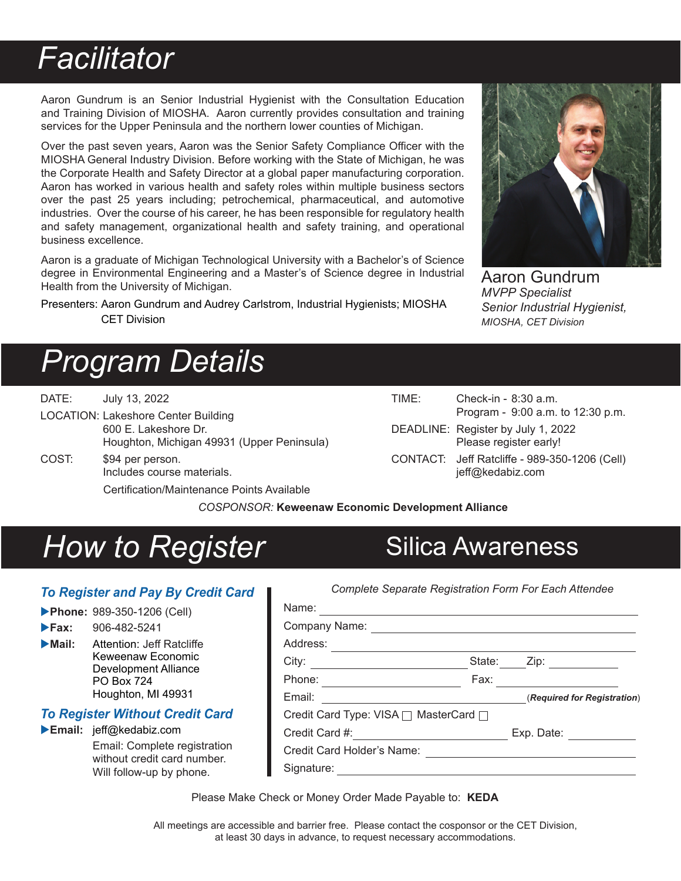# Facilitator

Aaron Gundrum is an Senior Industrial Hygienist with the Consultation Education and Training Division of MIOSHA. Aaron currently provides consultation and training services for the Upper Peninsula and the northern lower counties of Michigan.

Over the past seven years, Aaron was the Senior Safety Compliance Officer with the MIOSHA General Industry Division. Before working with the State of Michigan, he was the Corporate Health and Safety Director at a global paper manufacturing corporation. Aaron has worked in various health and safety roles within multiple business sectors over the past 25 years including; petrochemical, pharmaceutical, and automotive industries. Over the course of his career, he has been responsible for regulatory health and safety management, organizational health and safety training, and operational business excellence.

Aaron is a graduate of Michigan Technological University with a Bachelor's of Science degree in Environmental Engineering and a Master's of Science degree in Industrial Health from the University of Michigan.

Presenters: Aaron Gundrum and Audrey Carlstrom, Industrial Hygienists; MIOSHA CET Division

Aaron Gundrum
*MVPP Specialist*
*Senior Industrial Hygienist,*
*MIOSHA, CET Division*

# Program Details

DATE: July 13, 2022

LOCATION: Lakeshore Center Building
600 E. Lakeshore Dr.
Houghton, Michigan 49931 (Upper Peninsula)

COST: $94 per person.
Includes course materials.

Certification/Maintenance Points Available

TIME: Check-in - 8:30 a.m.
Program - 9:00 a.m. to 12:30 p.m.

DEADLINE: Register by July 1, 2022
Please register early!

CONTACT: Jeff Ratcliffe - 989-350-1206 (Cell)
jeff@kedabiz.com

*COSPONSOR:* **Keweenaw Economic Development Alliance**

# How to Register

## Silica Awareness

### *To Register and Pay By Credit Card*

- **Phone:** 989-350-1206 (Cell)
- **Fax:** 906-482-5241
- **Mail:** Attention: Jeff Ratcliffe
  Keweenaw Economic Development Alliance
  PO Box 724
  Houghton, MI 49931

### *To Register Without Credit Card*

- **Email:** jeff@kedabiz.com
  Email: Complete registration without credit card number. Will follow-up by phone.

*Complete Separate Registration Form For Each Attendee*

Name: ______________________

Company Name: ______________________

Address: ______________________

City: ______________ State: _____ Zip: __________

Phone: ______________ Fax: ______________

Email: ______________________ (***Required for Registration***)

Credit Card Type: VISA ☐ MasterCard ☐

Credit Card #: ______________ Exp. Date: __________

Credit Card Holder's Name: ______________________

Signature: ______________________

Please Make Check or Money Order Made Payable to: **KEDA**

All meetings are accessible and barrier free. Please contact the cosponsor or the CET Division, at least 30 days in advance, to request necessary accommodations.